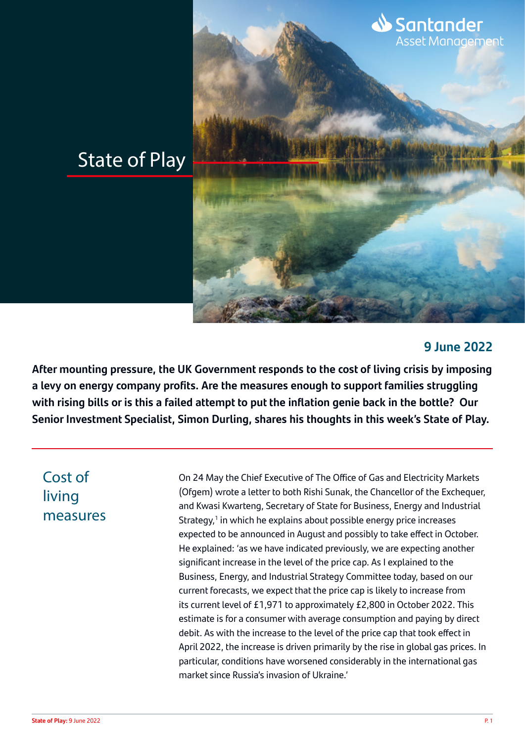# State of Play

**9 June 2022**

**After mounting pressure, the UK Government responds to the cost of living crisis by imposing a levy on energy company profits. Are the measures enough to support families struggling with rising bills or is this a failed attempt to put the inflation genie back in the bottle? Our Senior Investment Specialist, Simon Durling, shares his thoughts in this week's State of Play.**

## Cost of living measures

On 24 May the Chief Executive of The Office of Gas and Electricity Markets (Ofgem) wrote a letter to both Rishi Sunak, the Chancellor of the Exchequer, and Kwasi Kwarteng, Secretary of State for Business, Energy and Industrial Strategy,[1] in which he explains about possible energy price increases expected to be announced in August and possibly to take effect in October. He explained: 'as we have indicated previously, we are expecting another significant increase in the level of the price cap. As I explained to the Business, Energy, and Industrial Strategy Committee today, based on our current forecasts, we expect that the price cap is likely to increase from its current level of £1,971 to approximately £2,800 in October 2022. This estimate is for a consumer with average consumption and paying by direct debit. As with the increase to the level of the price cap that took effect in April 2022, the increase is driven primarily by the rise in global gas prices. In particular, conditions have worsened considerably in the international gas market since Russia's invasion of Ukraine.'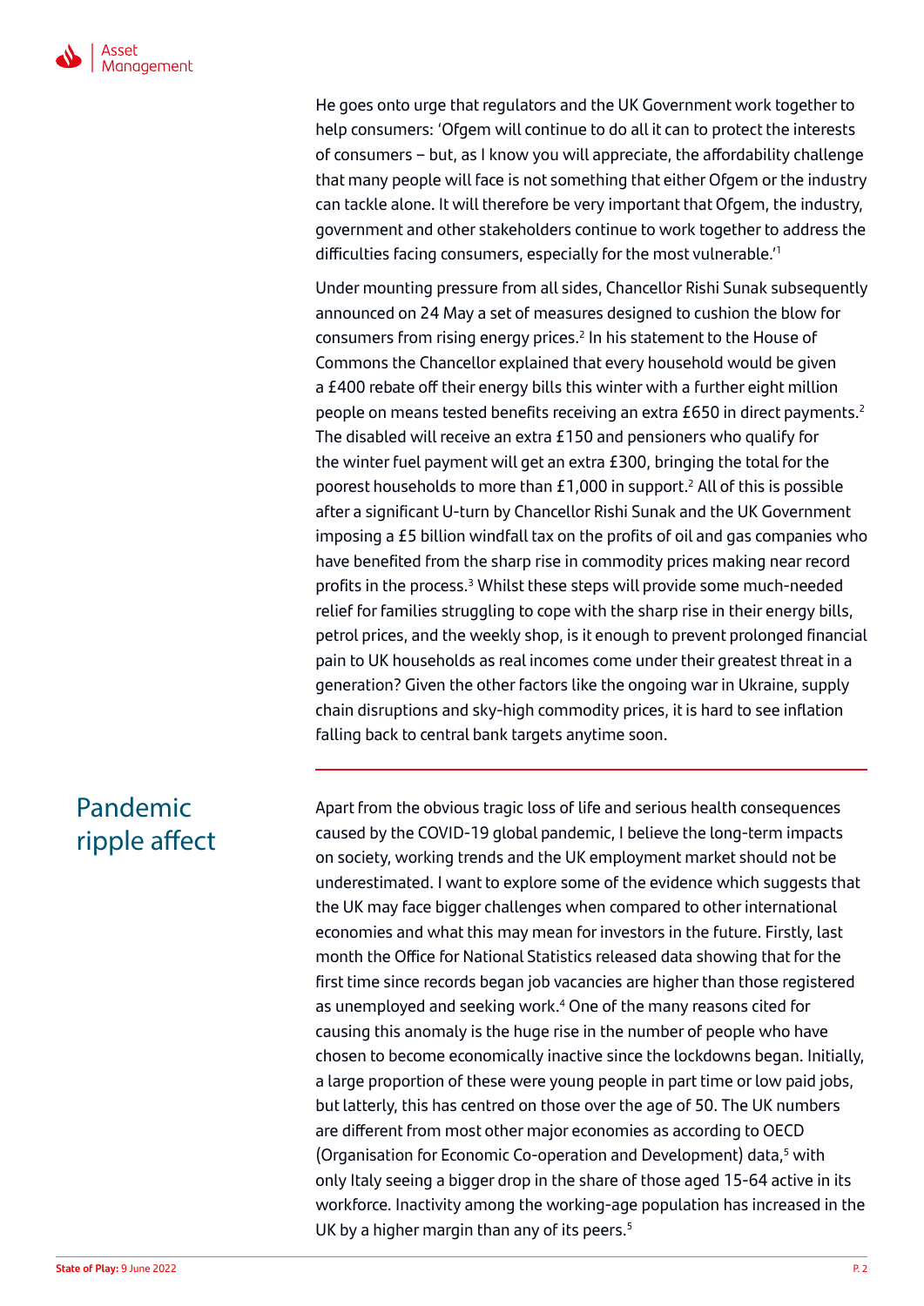He goes onto urge that regulators and the UK Government work together to help consumers: 'Ofgem will continue to do all it can to protect the interests of consumers – but, as I know you will appreciate, the affordability challenge that many people will face is not something that either Ofgem or the industry can tackle alone. It will therefore be very important that Ofgem, the industry, government and other stakeholders continue to work together to address the difficulties facing consumers, especially for the most vulnerable.'[1]

Under mounting pressure from all sides, Chancellor Rishi Sunak subsequently announced on 24 May a set of measures designed to cushion the blow for consumers from rising energy prices.[2] In his statement to the House of Commons the Chancellor explained that every household would be given a £400 rebate off their energy bills this winter with a further eight million people on means tested benefits receiving an extra £650 in direct payments.[2] The disabled will receive an extra £150 and pensioners who qualify for the winter fuel payment will get an extra £300, bringing the total for the poorest households to more than £1,000 in support.[2] All of this is possible after a significant U-turn by Chancellor Rishi Sunak and the UK Government imposing a £5 billion windfall tax on the profits of oil and gas companies who have benefited from the sharp rise in commodity prices making near record profits in the process.[3] Whilst these steps will provide some much-needed relief for families struggling to cope with the sharp rise in their energy bills, petrol prices, and the weekly shop, is it enough to prevent prolonged financial pain to UK households as real incomes come under their greatest threat in a generation? Given the other factors like the ongoing war in Ukraine, supply chain disruptions and sky-high commodity prices, it is hard to see inflation falling back to central bank targets anytime soon.

## Pandemic ripple affect

Apart from the obvious tragic loss of life and serious health consequences caused by the COVID-19 global pandemic, I believe the long-term impacts on society, working trends and the UK employment market should not be underestimated. I want to explore some of the evidence which suggests that the UK may face bigger challenges when compared to other international economies and what this may mean for investors in the future. Firstly, last month the Office for National Statistics released data showing that for the first time since records began job vacancies are higher than those registered as unemployed and seeking work.[4] One of the many reasons cited for causing this anomaly is the huge rise in the number of people who have chosen to become economically inactive since the lockdowns began. Initially, a large proportion of these were young people in part time or low paid jobs, but latterly, this has centred on those over the age of 50. The UK numbers are different from most other major economies as according to OECD (Organisation for Economic Co-operation and Development) data,[5] with only Italy seeing a bigger drop in the share of those aged 15-64 active in its workforce. Inactivity among the working-age population has increased in the UK by a higher margin than any of its peers.[5]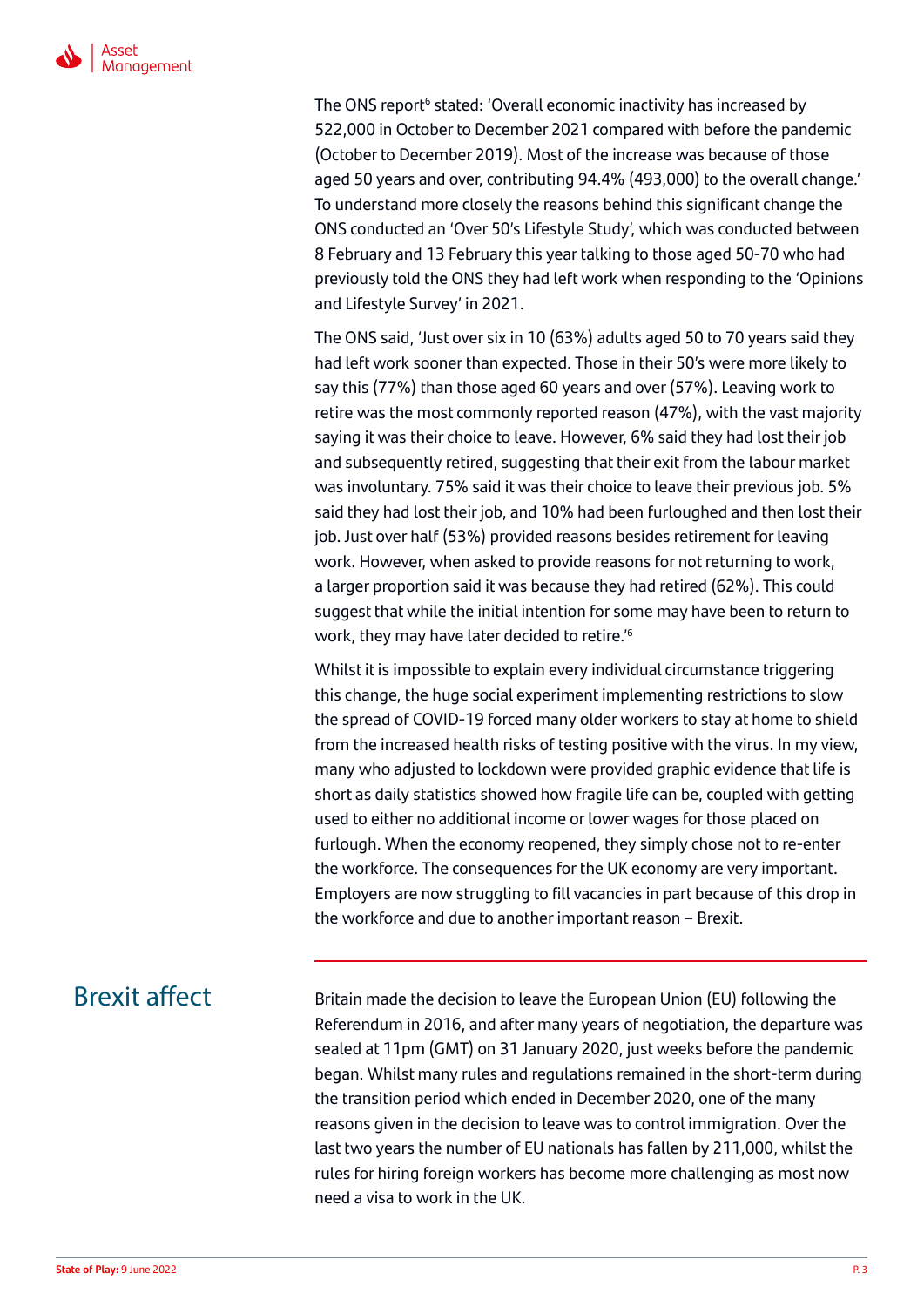The ONS report[6] stated: 'Overall economic inactivity has increased by 522,000 in October to December 2021 compared with before the pandemic (October to December 2019). Most of the increase was because of those aged 50 years and over, contributing 94.4% (493,000) to the overall change.' To understand more closely the reasons behind this significant change the ONS conducted an 'Over 50's Lifestyle Study', which was conducted between 8 February and 13 February this year talking to those aged 50-70 who had previously told the ONS they had left work when responding to the 'Opinions and Lifestyle Survey' in 2021.

The ONS said, 'Just over six in 10 (63%) adults aged 50 to 70 years said they had left work sooner than expected. Those in their 50's were more likely to say this (77%) than those aged 60 years and over (57%). Leaving work to retire was the most commonly reported reason (47%), with the vast majority saying it was their choice to leave. However, 6% said they had lost their job and subsequently retired, suggesting that their exit from the labour market was involuntary. 75% said it was their choice to leave their previous job. 5% said they had lost their job, and 10% had been furloughed and then lost their job. Just over half (53%) provided reasons besides retirement for leaving work. However, when asked to provide reasons for not returning to work, a larger proportion said it was because they had retired (62%). This could suggest that while the initial intention for some may have been to return to work, they may have later decided to retire.'[6]

Whilst it is impossible to explain every individual circumstance triggering this change, the huge social experiment implementing restrictions to slow the spread of COVID-19 forced many older workers to stay at home to shield from the increased health risks of testing positive with the virus. In my view, many who adjusted to lockdown were provided graphic evidence that life is short as daily statistics showed how fragile life can be, coupled with getting used to either no additional income or lower wages for those placed on furlough. When the economy reopened, they simply chose not to re-enter the workforce. The consequences for the UK economy are very important. Employers are now struggling to fill vacancies in part because of this drop in the workforce and due to another important reason – Brexit.

## Brexit affect

Britain made the decision to leave the European Union (EU) following the Referendum in 2016, and after many years of negotiation, the departure was sealed at 11pm (GMT) on 31 January 2020, just weeks before the pandemic began. Whilst many rules and regulations remained in the short-term during the transition period which ended in December 2020, one of the many reasons given in the decision to leave was to control immigration. Over the last two years the number of EU nationals has fallen by 211,000, whilst the rules for hiring foreign workers has become more challenging as most now need a visa to work in the UK.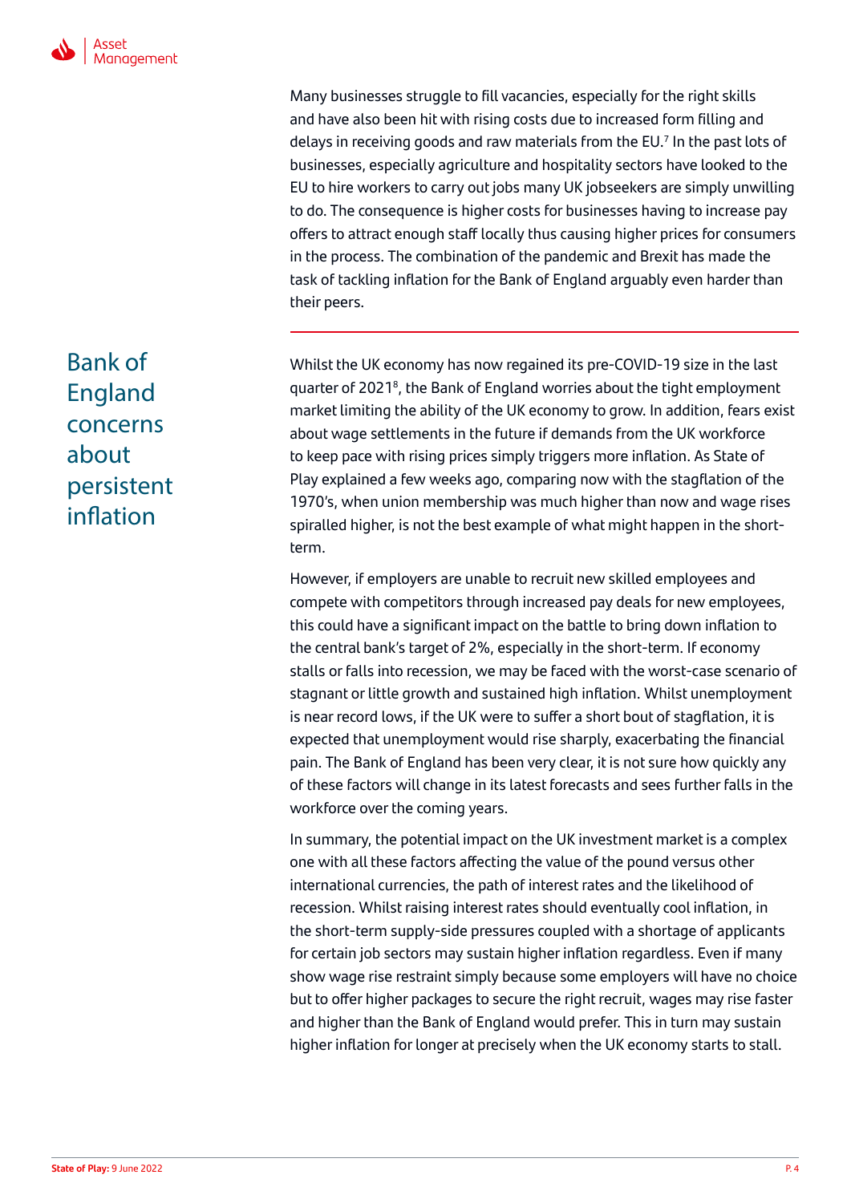Many businesses struggle to fill vacancies, especially for the right skills and have also been hit with rising costs due to increased form filling and delays in receiving goods and raw materials from the EU.[7] In the past lots of businesses, especially agriculture and hospitality sectors have looked to the EU to hire workers to carry out jobs many UK jobseekers are simply unwilling to do. The consequence is higher costs for businesses having to increase pay offers to attract enough staff locally thus causing higher prices for consumers in the process. The combination of the pandemic and Brexit has made the task of tackling inflation for the Bank of England arguably even harder than their peers.

## Bank of England concerns about persistent inflation

Whilst the UK economy has now regained its pre-COVID-19 size in the last quarter of 2021[8], the Bank of England worries about the tight employment market limiting the ability of the UK economy to grow. In addition, fears exist about wage settlements in the future if demands from the UK workforce to keep pace with rising prices simply triggers more inflation. As State of Play explained a few weeks ago, comparing now with the stagflation of the 1970's, when union membership was much higher than now and wage rises spiralled higher, is not the best example of what might happen in the short-term.

However, if employers are unable to recruit new skilled employees and compete with competitors through increased pay deals for new employees, this could have a significant impact on the battle to bring down inflation to the central bank's target of 2%, especially in the short-term. If economy stalls or falls into recession, we may be faced with the worst-case scenario of stagnant or little growth and sustained high inflation. Whilst unemployment is near record lows, if the UK were to suffer a short bout of stagflation, it is expected that unemployment would rise sharply, exacerbating the financial pain. The Bank of England has been very clear, it is not sure how quickly any of these factors will change in its latest forecasts and sees further falls in the workforce over the coming years.

In summary, the potential impact on the UK investment market is a complex one with all these factors affecting the value of the pound versus other international currencies, the path of interest rates and the likelihood of recession. Whilst raising interest rates should eventually cool inflation, in the short-term supply-side pressures coupled with a shortage of applicants for certain job sectors may sustain higher inflation regardless. Even if many show wage rise restraint simply because some employers will have no choice but to offer higher packages to secure the right recruit, wages may rise faster and higher than the Bank of England would prefer. This in turn may sustain higher inflation for longer at precisely when the UK economy starts to stall.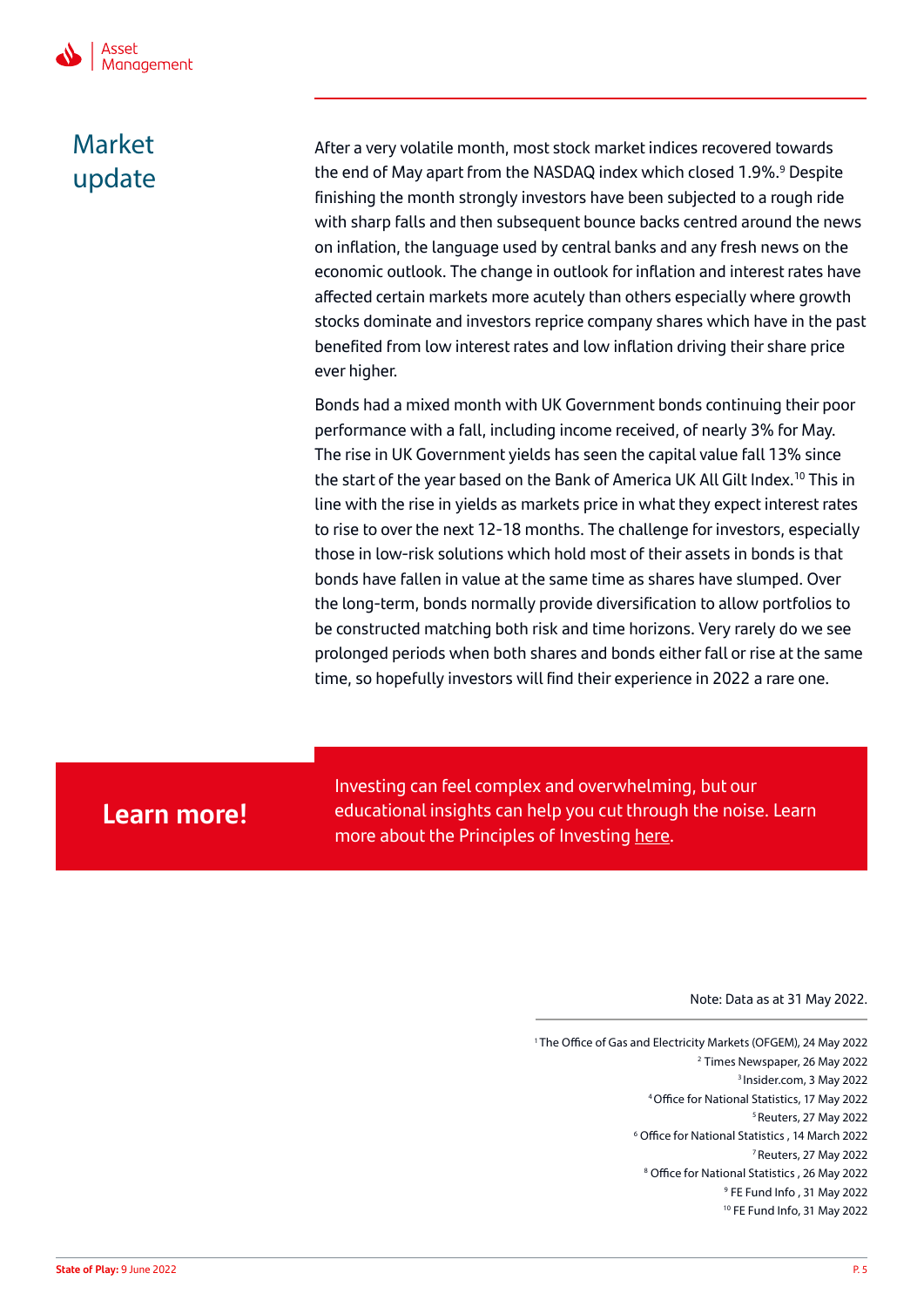## Market update

After a very volatile month, most stock market indices recovered towards the end of May apart from the NASDAQ index which closed 1.9%.[9] Despite finishing the month strongly investors have been subjected to a rough ride with sharp falls and then subsequent bounce backs centred around the news on inflation, the language used by central banks and any fresh news on the economic outlook. The change in outlook for inflation and interest rates have affected certain markets more acutely than others especially where growth stocks dominate and investors reprice company shares which have in the past benefited from low interest rates and low inflation driving their share price ever higher.

Bonds had a mixed month with UK Government bonds continuing their poor performance with a fall, including income received, of nearly 3% for May. The rise in UK Government yields has seen the capital value fall 13% since the start of the year based on the Bank of America UK All Gilt Index.[10] This in line with the rise in yields as markets price in what they expect interest rates to rise to over the next 12-18 months. The challenge for investors, especially those in low-risk solutions which hold most of their assets in bonds is that bonds have fallen in value at the same time as shares have slumped. Over the long-term, bonds normally provide diversification to allow portfolios to be constructed matching both risk and time horizons. Very rarely do we see prolonged periods when both shares and bonds either fall or rise at the same time, so hopefully investors will find their experience in 2022 a rare one.

**Learn more!**

Investing can feel complex and overwhelming, but our educational insights can help you cut through the noise. Learn more about the Principles of Investing here.

Note: Data as at 31 May 2022.

[1] The Office of Gas and Electricity Markets (OFGEM), 24 May 2022
[2] Times Newspaper, 26 May 2022
[3] Insider.com, 3 May 2022
[4] Office for National Statistics, 17 May 2022
[5] Reuters, 27 May 2022
[6] Office for National Statistics , 14 March 2022
[7] Reuters, 27 May 2022
[8] Office for National Statistics , 26 May 2022
[9] FE Fund Info , 31 May 2022
[10] FE Fund Info, 31 May 2022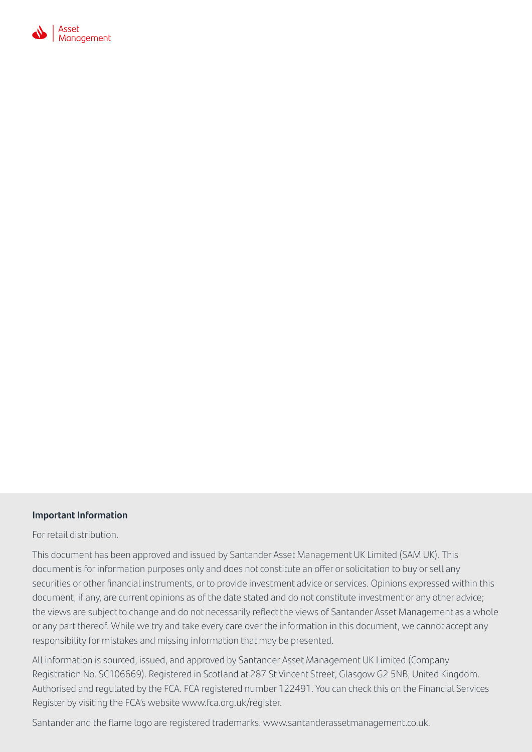**Important Information**

For retail distribution.

This document has been approved and issued by Santander Asset Management UK Limited (SAM UK). This document is for information purposes only and does not constitute an offer or solicitation to buy or sell any securities or other financial instruments, or to provide investment advice or services. Opinions expressed within this document, if any, are current opinions as of the date stated and do not constitute investment or any other advice; the views are subject to change and do not necessarily reflect the views of Santander Asset Management as a whole or any part thereof. While we try and take every care over the information in this document, we cannot accept any responsibility for mistakes and missing information that may be presented.

All information is sourced, issued, and approved by Santander Asset Management UK Limited (Company Registration No. SC106669). Registered in Scotland at 287 St Vincent Street, Glasgow G2 5NB, United Kingdom. Authorised and regulated by the FCA. FCA registered number 122491. You can check this on the Financial Services Register by visiting the FCA's website www.fca.org.uk/register.

Santander and the flame logo are registered trademarks. www.santanderassetmanagement.co.uk.